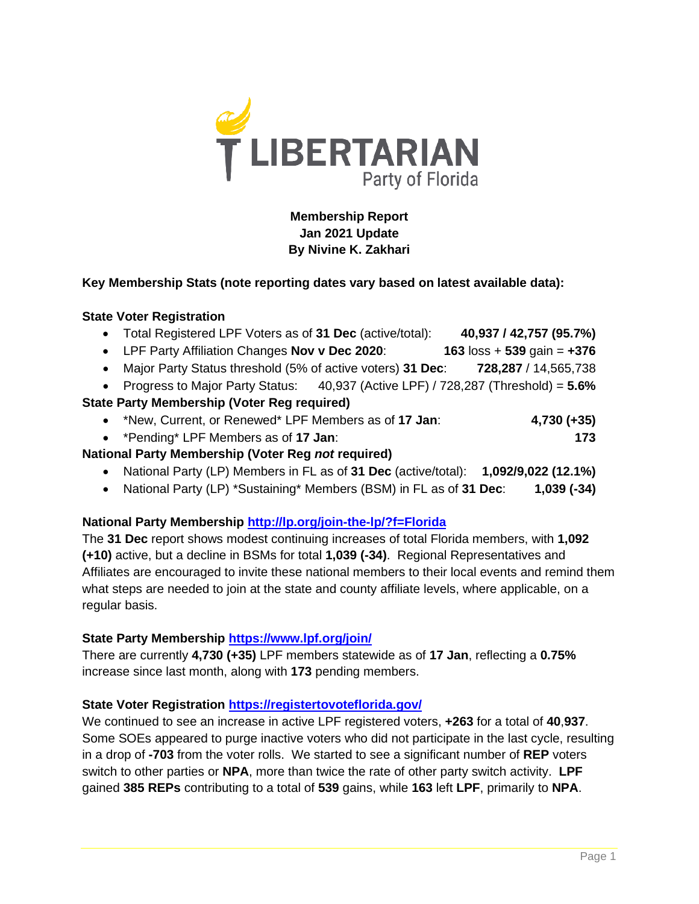# Membership Report
## Jan 2021 Update
### By Nivine K. Zakhari

**Key Membership Stats (note reporting dates vary based on latest available data):**

**State Voter Registration**

- Total Registered LPF Voters as of **31 Dec** (active/total): **40,937 / 42,757 (95.7%)**
- LPF Party Affiliation Changes **Nov v Dec 2020**: **163** loss + **539** gain = **+376**
- Major Party Status threshold (5% of active voters) **31 Dec**: **728,287** / 14,565,738
- Progress to Major Party Status: 40,937 (Active LPF) / 728,287 (Threshold) = **5.6%**

**State Party Membership (Voter Reg required)**

- \*New, Current, or Renewed\* LPF Members as of **17 Jan**: **4,730 (+35)**
- \*Pending\* LPF Members as of **17 Jan**: **173**

**National Party Membership (Voter Reg *not* required)**

- National Party (LP) Members in FL as of **31 Dec** (active/total): **1,092/9,022 (12.1%)**
- National Party (LP) \*Sustaining\* Members (BSM) in FL as of **31 Dec**: **1,039 (-34)**

**National Party Membership [http://lp.org/join-the-lp/?f=Florida](http://lp.org/join-the-lp/?f=Florida)**

The **31 Dec** report shows modest continuing increases of total Florida members, with **1,092 (+10)** active, but a decline in BSMs for total **1,039 (-34)**. Regional Representatives and Affiliates are encouraged to invite these national members to their local events and remind them what steps are needed to join at the state and county affiliate levels, where applicable, on a regular basis.

**State Party Membership [https://www.lpf.org/join/](https://www.lpf.org/join/)**

There are currently **4,730 (+35)** LPF members statewide as of **17 Jan**, reflecting a **0.75%** increase since last month, along with **173** pending members.

**State Voter Registration [https://registertovoteflorida.gov/](https://registertovoteflorida.gov/)**

We continued to see an increase in active LPF registered voters, **+263** for a total of **40**,**937**. Some SOEs appeared to purge inactive voters who did not participate in the last cycle, resulting in a drop of **-703** from the voter rolls. We started to see a significant number of **REP** voters switch to other parties or **NPA**, more than twice the rate of other party switch activity. **LPF** gained **385 REPs** contributing to a total of **539** gains, while **163** left **LPF**, primarily to **NPA**.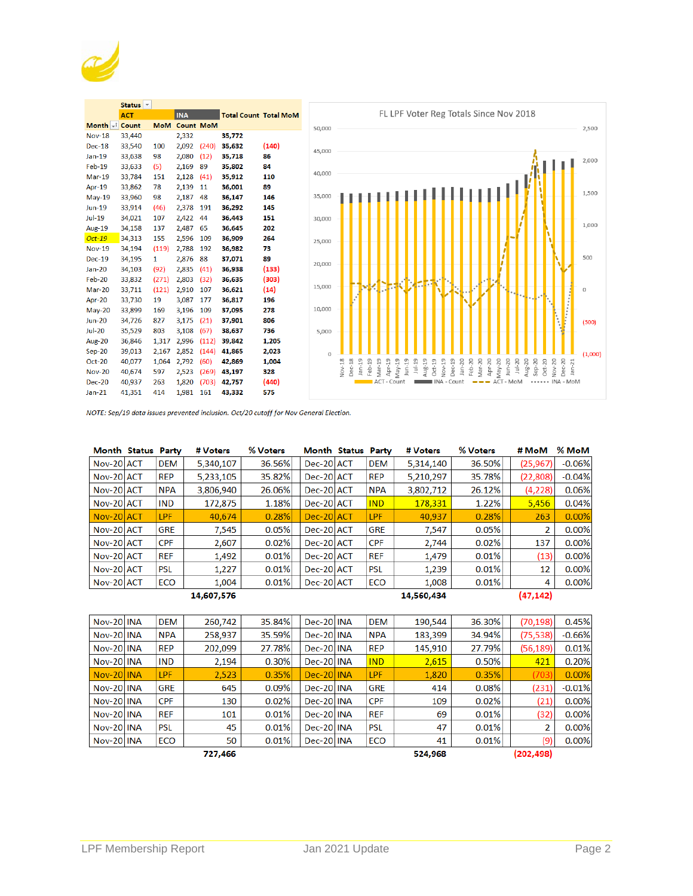| Month | ACT Count | ACT MoM | INA Count | INA MoM | Total Count | Total MoM |
|---|---|---|---|---|---|---|
| Nov-18 | 33,440 | | 2,332 | | 35,772 | |
| Dec-18 | 33,540 | 100 | 2,092 | (240) | 35,632 | (140) |
| Jan-19 | 33,638 | 98 | 2,080 | (12) | 35,718 | 86 |
| Feb-19 | 33,633 | (5) | 2,169 | 89 | 35,802 | 84 |
| Mar-19 | 33,784 | 151 | 2,128 | (41) | 35,912 | 110 |
| Apr-19 | 33,862 | 78 | 2,139 | 11 | 36,001 | 89 |
| May-19 | 33,960 | 98 | 2,187 | 48 | 36,147 | 146 |
| Jun-19 | 33,914 | (46) | 2,378 | 191 | 36,292 | 145 |
| Jul-19 | 34,021 | 107 | 2,422 | 44 | 36,443 | 151 |
| Aug-19 | 34,158 | 137 | 2,487 | 65 | 36,645 | 202 |
| Oct-19 | 34,313 | 155 | 2,596 | 109 | 36,909 | 264 |
| Nov-19 | 34,194 | (119) | 2,788 | 192 | 36,982 | 73 |
| Dec-19 | 34,195 | 1 | 2,876 | 88 | 37,071 | 89 |
| Jan-20 | 34,103 | (92) | 2,835 | (41) | 36,938 | (133) |
| Feb-20 | 33,832 | (271) | 2,803 | (32) | 36,635 | (303) |
| Mar-20 | 33,711 | (121) | 2,910 | 107 | 36,621 | (14) |
| Apr-20 | 33,730 | 19 | 3,087 | 177 | 36,817 | 196 |
| May-20 | 33,899 | 169 | 3,196 | 109 | 37,095 | 278 |
| Jun-20 | 34,726 | 827 | 3,175 | (21) | 37,901 | 806 |
| Jul-20 | 35,529 | 803 | 3,108 | (67) | 38,637 | 736 |
| Aug-20 | 36,846 | 1,317 | 2,996 | (112) | 39,842 | 1,205 |
| Sep-20 | 39,013 | 2,167 | 2,852 | (144) | 41,865 | 2,023 |
| Oct-20 | 40,077 | 1,064 | 2,792 | (60) | 42,869 | 1,004 |
| Nov-20 | 40,674 | 597 | 2,523 | (269) | 43,197 | 328 |
| Dec-20 | 40,937 | 263 | 1,820 | (703) | 42,757 | (440) |
| Jan-21 | 41,351 | 414 | 1,981 | 161 | 43,332 | 575 |

FL LPF Voter Reg Totals Since Nov 2018

*NOTE: Sep/19 data issues prevented inclusion. Oct/20 cutoff for Nov General Election.*

| Month | Status | Party | # Voters | % Voters | Month | Status | Party | # Voters | % Voters | # MoM | % MoM |
|---|---|---|---|---|---|---|---|---|---|---|---|
| Nov-20 | ACT | DEM | 5,340,107 | 36.56% | Dec-20 | ACT | DEM | 5,314,140 | 36.50% | (25,967) | -0.06% |
| Nov-20 | ACT | REP | 5,233,105 | 35.82% | Dec-20 | ACT | REP | 5,210,297 | 35.78% | (22,808) | -0.04% |
| Nov-20 | ACT | NPA | 3,806,940 | 26.06% | Dec-20 | ACT | NPA | 3,802,712 | 26.12% | (4,228) | 0.06% |
| Nov-20 | ACT | IND | 172,875 | 1.18% | Dec-20 | ACT | IND | 178,331 | 1.22% | 5,456 | 0.04% |
| Nov-20 | ACT | LPF | 40,674 | 0.28% | Dec-20 | ACT | LPF | 40,937 | 0.28% | 263 | 0.00% |
| Nov-20 | ACT | GRE | 7,545 | 0.05% | Dec-20 | ACT | GRE | 7,547 | 0.05% | 2 | 0.00% |
| Nov-20 | ACT | CPF | 2,607 | 0.02% | Dec-20 | ACT | CPF | 2,744 | 0.02% | 137 | 0.00% |
| Nov-20 | ACT | REF | 1,492 | 0.01% | Dec-20 | ACT | REF | 1,479 | 0.01% | (13) | 0.00% |
| Nov-20 | ACT | PSL | 1,227 | 0.01% | Dec-20 | ACT | PSL | 1,239 | 0.01% | 12 | 0.00% |
| Nov-20 | ACT | ECO | 1,004 | 0.01% | Dec-20 | ACT | ECO | 1,008 | 0.01% | 4 | 0.00% |
| | | | 14,607,576 | | | | | 14,560,434 | | (47,142) | |

| Month | Status | Party | # Voters | % Voters | Month | Status | Party | # Voters | % Voters | # MoM | % MoM |
|---|---|---|---|---|---|---|---|---|---|---|---|
| Nov-20 | INA | DEM | 260,742 | 35.84% | Dec-20 | INA | DEM | 190,544 | 36.30% | (70,198) | 0.45% |
| Nov-20 | INA | NPA | 258,937 | 35.59% | Dec-20 | INA | NPA | 183,399 | 34.94% | (75,538) | -0.66% |
| Nov-20 | INA | REP | 202,099 | 27.78% | Dec-20 | INA | REP | 145,910 | 27.79% | (56,189) | 0.01% |
| Nov-20 | INA | IND | 2,194 | 0.30% | Dec-20 | INA | IND | 2,615 | 0.50% | 421 | 0.20% |
| Nov-20 | INA | LPF | 2,523 | 0.35% | Dec-20 | INA | LPF | 1,820 | 0.35% | (703) | 0.00% |
| Nov-20 | INA | GRE | 645 | 0.09% | Dec-20 | INA | GRE | 414 | 0.08% | (231) | -0.01% |
| Nov-20 | INA | CPF | 130 | 0.02% | Dec-20 | INA | CPF | 109 | 0.02% | (21) | 0.00% |
| Nov-20 | INA | REF | 101 | 0.01% | Dec-20 | INA | REF | 69 | 0.01% | (32) | 0.00% |
| Nov-20 | INA | PSL | 45 | 0.01% | Dec-20 | INA | PSL | 47 | 0.01% | 2 | 0.00% |
| Nov-20 | INA | ECO | 50 | 0.01% | Dec-20 | INA | ECO | 41 | 0.01% | (9) | 0.00% |
| | | | 727,466 | | | | | 524,968 | | (202,498) | |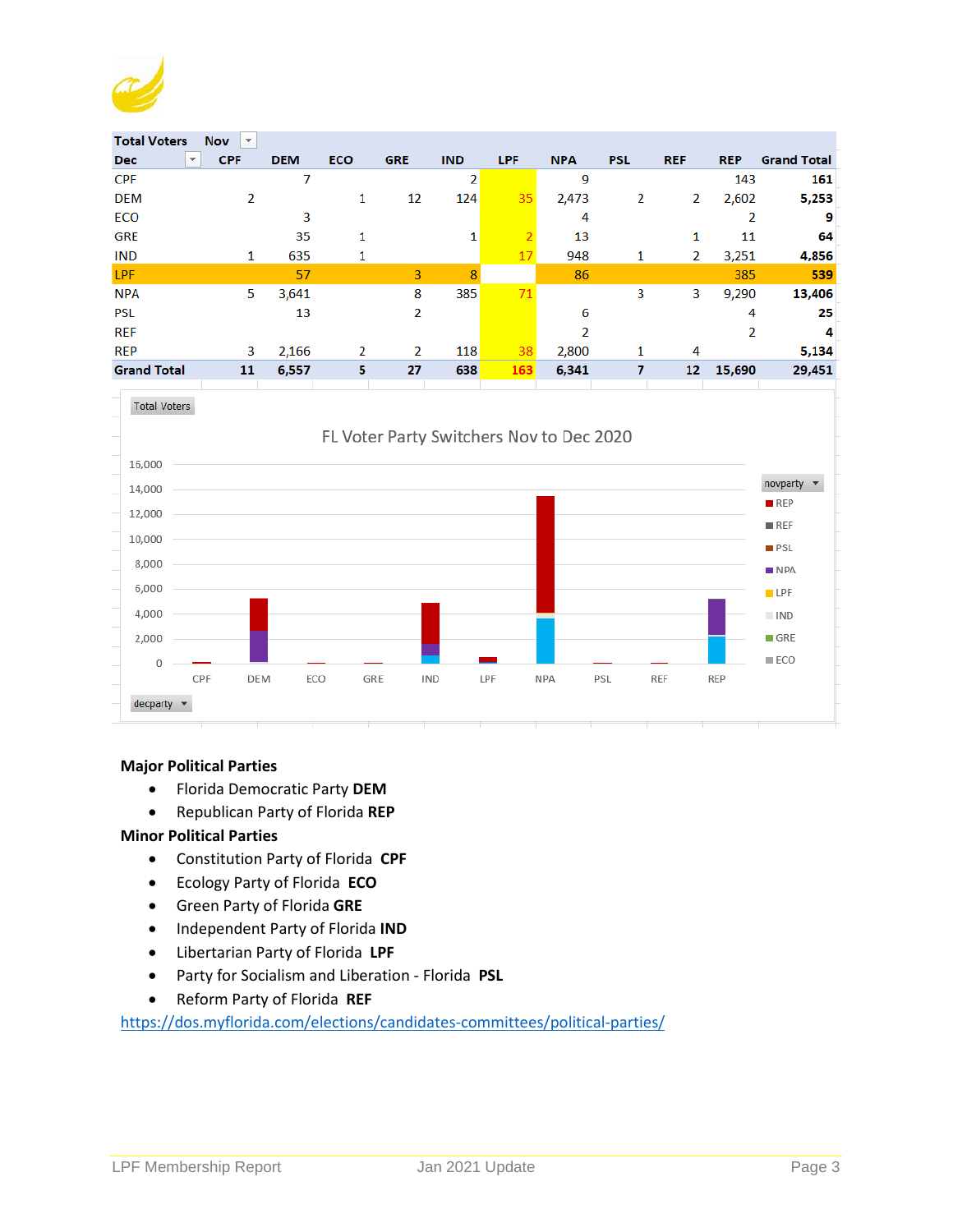| Total Voters | Nov | | | | | | | | | | |
|---|---|---|---|---|---|---|---|---|---|---|---|
| Dec | CPF | DEM | ECO | GRE | IND | LPF | NPA | PSL | REF | REP | Grand Total |
| CPF | | 7 | | | 2 | | 9 | | | 143 | 161 |
| DEM | 2 | | 1 | 12 | 124 | 35 | 2,473 | 2 | 2 | 2,602 | 5,253 |
| ECO | | 3 | | | | | 4 | | | 2 | 9 |
| GRE | | 35 | 1 | | 1 | 2 | 13 | | 1 | 11 | 64 |
| IND | 1 | 635 | 1 | | | 17 | 948 | 1 | 2 | 3,251 | 4,856 |
| LPF | | 57 | | 3 | 8 | | 86 | | | 385 | 539 |
| NPA | 5 | 3,641 | | 8 | 385 | 71 | | 3 | 3 | 9,290 | 13,406 |
| PSL | | 13 | | 2 | | | 6 | | | 4 | 25 |
| REF | | | | | | | 2 | | | 2 | 4 |
| REP | 3 | 2,166 | 2 | 2 | 118 | 38 | 2,800 | 1 | 4 | | 5,134 |
| Grand Total | 11 | 6,557 | 5 | 27 | 638 | 163 | 6,341 | 7 | 12 | 15,690 | 29,451 |

Total Voters

FL Voter Party Switchers Nov to Dec 2020

16,000
14,000
12,000
10,000
8,000
6,000
4,000
2,000
0

CPF DEM ECO GRE IND LPF NPA PSL REF REP

novparty: REP, REF, PSL, NPA, LPF, IND, GRE, ECO

decparty

**Major Political Parties**

- Florida Democratic Party **DEM**
- Republican Party of Florida **REP**

**Minor Political Parties**

- Constitution Party of Florida **CPF**
- Ecology Party of Florida **ECO**
- Green Party of Florida **GRE**
- Independent Party of Florida **IND**
- Libertarian Party of Florida **LPF**
- Party for Socialism and Liberation - Florida **PSL**
- Reform Party of Florida **REF**

https://dos.myflorida.com/elections/candidates-committees/political-parties/